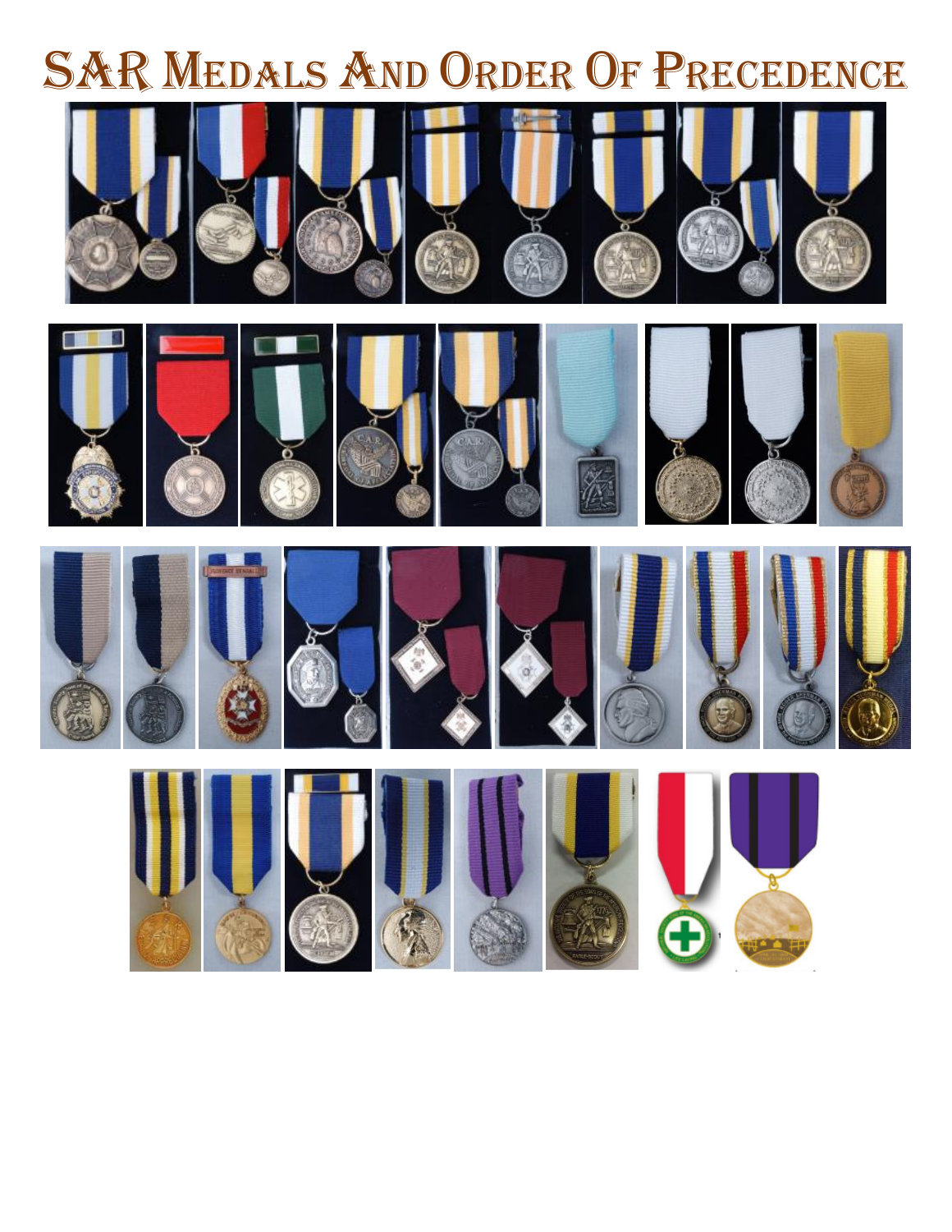# SAR Medals And Order Of Precedence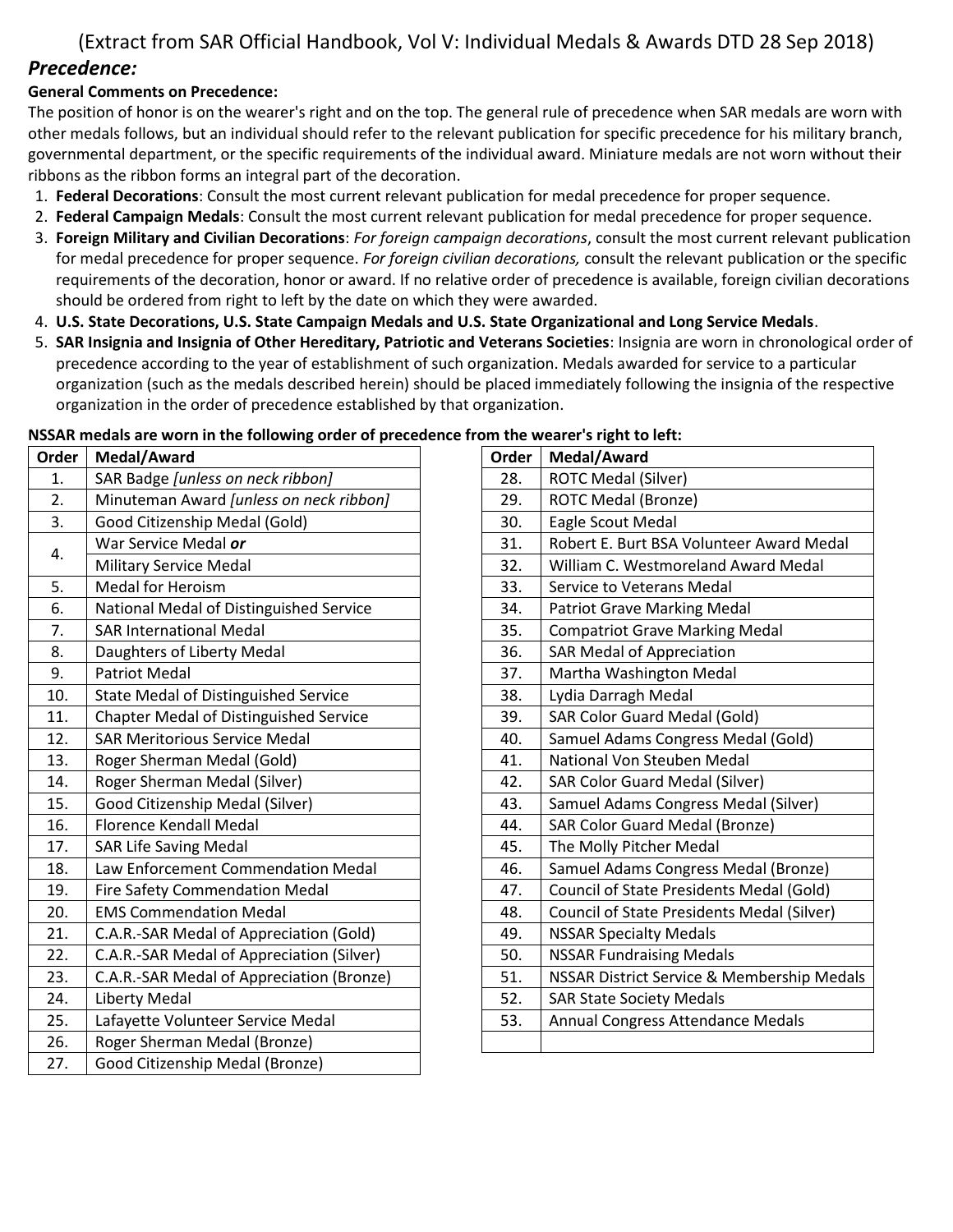(Extract from SAR Official Handbook, Vol V: Individual Medals & Awards DTD 28 Sep 2018)

## *Precedence:*

**General Comments on Precedence:**

The position of honor is on the wearer's right and on the top. The general rule of precedence when SAR medals are worn with other medals follows, but an individual should refer to the relevant publication for specific precedence for his military branch, governmental department, or the specific requirements of the individual award. Miniature medals are not worn without their ribbons as the ribbon forms an integral part of the decoration.

1. **Federal Decorations**: Consult the most current relevant publication for medal precedence for proper sequence.
2. **Federal Campaign Medals**: Consult the most current relevant publication for medal precedence for proper sequence.
3. **Foreign Military and Civilian Decorations**: *For foreign campaign decorations*, consult the most current relevant publication for medal precedence for proper sequence. *For foreign civilian decorations,* consult the relevant publication or the specific requirements of the decoration, honor or award. If no relative order of precedence is available, foreign civilian decorations should be ordered from right to left by the date on which they were awarded.
4. **U.S. State Decorations, U.S. State Campaign Medals and U.S. State Organizational and Long Service Medals**.
5. **SAR Insignia and Insignia of Other Hereditary, Patriotic and Veterans Societies**: Insignia are worn in chronological order of precedence according to the year of establishment of such organization. Medals awarded for service to a particular organization (such as the medals described herein) should be placed immediately following the insignia of the respective organization in the order of precedence established by that organization.

**NSSAR medals are worn in the following order of precedence from the wearer's right to left:**

| Order | Medal/Award |
|---|---|
| 1. | SAR Badge *[unless on neck ribbon]* |
| 2. | Minuteman Award *[unless on neck ribbon]* |
| 3. | Good Citizenship Medal (Gold) |
| 4. | War Service Medal ***or*** |
| | Military Service Medal |
| 5. | Medal for Heroism |
| 6. | National Medal of Distinguished Service |
| 7. | SAR International Medal |
| 8. | Daughters of Liberty Medal |
| 9. | Patriot Medal |
| 10. | State Medal of Distinguished Service |
| 11. | Chapter Medal of Distinguished Service |
| 12. | SAR Meritorious Service Medal |
| 13. | Roger Sherman Medal (Gold) |
| 14. | Roger Sherman Medal (Silver) |
| 15. | Good Citizenship Medal (Silver) |
| 16. | Florence Kendall Medal |
| 17. | SAR Life Saving Medal |
| 18. | Law Enforcement Commendation Medal |
| 19. | Fire Safety Commendation Medal |
| 20. | EMS Commendation Medal |
| 21. | C.A.R.-SAR Medal of Appreciation (Gold) |
| 22. | C.A.R.-SAR Medal of Appreciation (Silver) |
| 23. | C.A.R.-SAR Medal of Appreciation (Bronze) |
| 24. | Liberty Medal |
| 25. | Lafayette Volunteer Service Medal |
| 26. | Roger Sherman Medal (Bronze) |
| 27. | Good Citizenship Medal (Bronze) |
| 28. | ROTC Medal (Silver) |
| 29. | ROTC Medal (Bronze) |
| 30. | Eagle Scout Medal |
| 31. | Robert E. Burt BSA Volunteer Award Medal |
| 32. | William C. Westmoreland Award Medal |
| 33. | Service to Veterans Medal |
| 34. | Patriot Grave Marking Medal |
| 35. | Compatriot Grave Marking Medal |
| 36. | SAR Medal of Appreciation |
| 37. | Martha Washington Medal |
| 38. | Lydia Darragh Medal |
| 39. | SAR Color Guard Medal (Gold) |
| 40. | Samuel Adams Congress Medal (Gold) |
| 41. | National Von Steuben Medal |
| 42. | SAR Color Guard Medal (Silver) |
| 43. | Samuel Adams Congress Medal (Silver) |
| 44. | SAR Color Guard Medal (Bronze) |
| 45. | The Molly Pitcher Medal |
| 46. | Samuel Adams Congress Medal (Bronze) |
| 47. | Council of State Presidents Medal (Gold) |
| 48. | Council of State Presidents Medal (Silver) |
| 49. | NSSAR Specialty Medals |
| 50. | NSSAR Fundraising Medals |
| 51. | NSSAR District Service & Membership Medals |
| 52. | SAR State Society Medals |
| 53. | Annual Congress Attendance Medals |